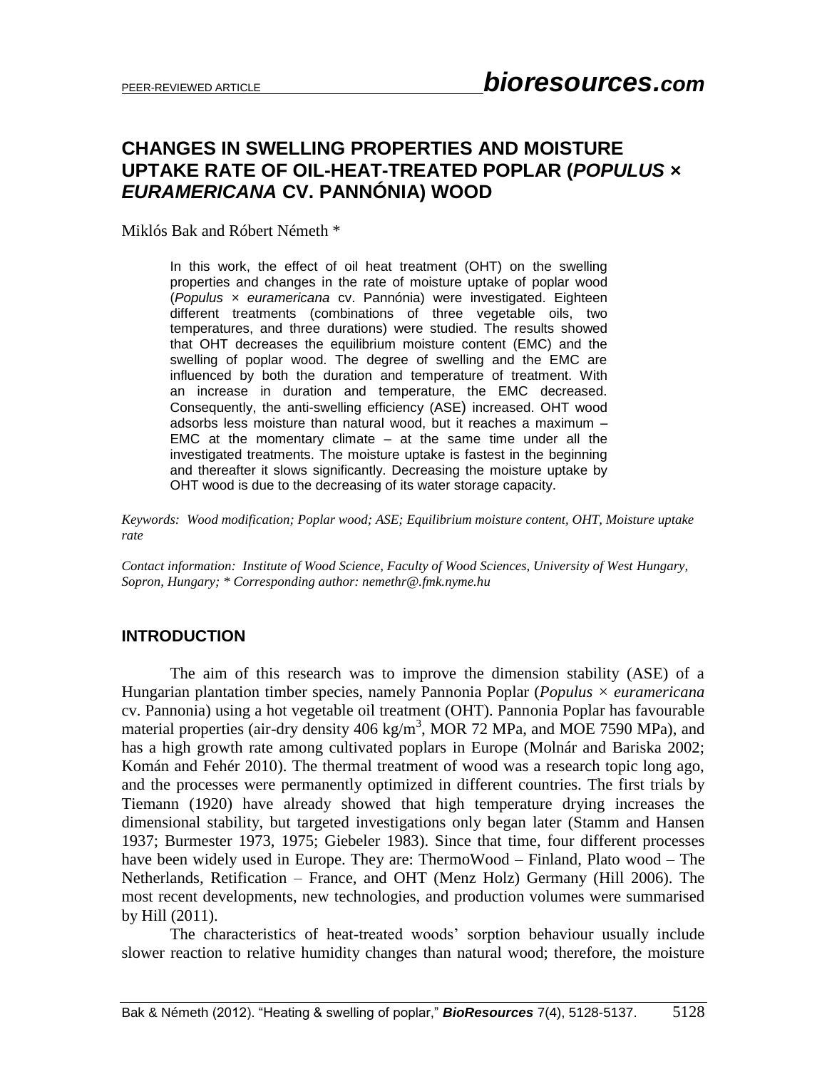# CHANGES IN SWELLING PROPERTIES AND MOISTURE UPTAKE RATE OF OIL-HEAT-TREATED POPLAR (*POPULUS × EURAMERICANA* CV. PANNÓNIA) WOOD

Miklós Bak and Róbert Németh *

In this work, the effect of oil heat treatment (OHT) on the swelling properties and changes in the rate of moisture uptake of poplar wood (*Populus × euramericana* cv. Pannónia) were investigated. Eighteen different treatments (combinations of three vegetable oils, two temperatures, and three durations) were studied. The results showed that OHT decreases the equilibrium moisture content (EMC) and the swelling of poplar wood. The degree of swelling and the EMC are influenced by both the duration and temperature of treatment. With an increase in duration and temperature, the EMC decreased. Consequently, the anti-swelling efficiency (ASE) increased. OHT wood adsorbs less moisture than natural wood, but it reaches a maximum – EMC at the momentary climate – at the same time under all the investigated treatments. The moisture uptake is fastest in the beginning and thereafter it slows significantly. Decreasing the moisture uptake by OHT wood is due to the decreasing of its water storage capacity.

*Keywords: Wood modification; Poplar wood; ASE; Equilibrium moisture content, OHT, Moisture uptake rate*

*Contact information: Institute of Wood Science, Faculty of Wood Sciences, University of West Hungary, Sopron, Hungary; * Corresponding author: nemethr@.fmk.nyme.hu*

## INTRODUCTION

The aim of this research was to improve the dimension stability (ASE) of a Hungarian plantation timber species, namely Pannonia Poplar (*Populus × euramericana* cv. Pannonia) using a hot vegetable oil treatment (OHT). Pannonia Poplar has favourable material properties (air-dry density 406 kg/m$^3$, MOR 72 MPa, and MOE 7590 MPa), and has a high growth rate among cultivated poplars in Europe (Molnár and Bariska 2002; Komán and Fehér 2010). The thermal treatment of wood was a research topic long ago, and the processes were permanently optimized in different countries. The first trials by Tiemann (1920) have already showed that high temperature drying increases the dimensional stability, but targeted investigations only began later (Stamm and Hansen 1937; Burmester 1973, 1975; Giebeler 1983). Since that time, four different processes have been widely used in Europe. They are: ThermoWood – Finland, Plato wood – The Netherlands, Retification – France, and OHT (Menz Holz) Germany (Hill 2006). The most recent developments, new technologies, and production volumes were summarised by Hill (2011).

The characteristics of heat-treated woods' sorption behaviour usually include slower reaction to relative humidity changes than natural wood; therefore, the moisture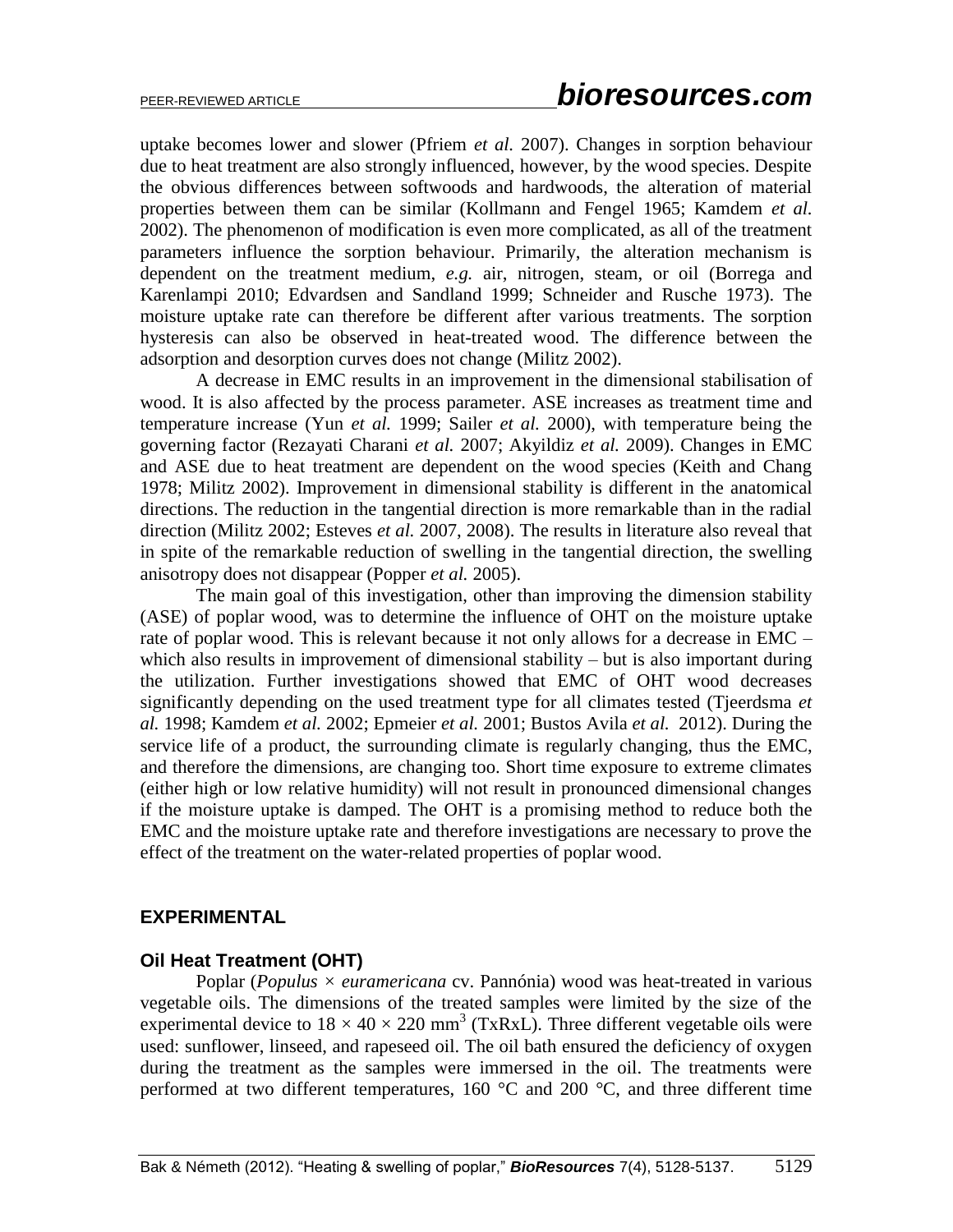uptake becomes lower and slower (Pfriem *et al.* 2007). Changes in sorption behaviour due to heat treatment are also strongly influenced, however, by the wood species. Despite the obvious differences between softwoods and hardwoods, the alteration of material properties between them can be similar (Kollmann and Fengel 1965; Kamdem *et al.* 2002). The phenomenon of modification is even more complicated, as all of the treatment parameters influence the sorption behaviour. Primarily, the alteration mechanism is dependent on the treatment medium, *e.g.* air, nitrogen, steam, or oil (Borrega and Karenlampi 2010; Edvardsen and Sandland 1999; Schneider and Rusche 1973). The moisture uptake rate can therefore be different after various treatments. The sorption hysteresis can also be observed in heat-treated wood. The difference between the adsorption and desorption curves does not change (Militz 2002).

A decrease in EMC results in an improvement in the dimensional stabilisation of wood. It is also affected by the process parameter. ASE increases as treatment time and temperature increase (Yun *et al.* 1999; Sailer *et al.* 2000), with temperature being the governing factor (Rezayati Charani *et al.* 2007; Akyildiz *et al.* 2009). Changes in EMC and ASE due to heat treatment are dependent on the wood species (Keith and Chang 1978; Militz 2002). Improvement in dimensional stability is different in the anatomical directions. The reduction in the tangential direction is more remarkable than in the radial direction (Militz 2002; Esteves *et al.* 2007, 2008). The results in literature also reveal that in spite of the remarkable reduction of swelling in the tangential direction, the swelling anisotropy does not disappear (Popper *et al.* 2005).

The main goal of this investigation, other than improving the dimension stability (ASE) of poplar wood, was to determine the influence of OHT on the moisture uptake rate of poplar wood. This is relevant because it not only allows for a decrease in EMC – which also results in improvement of dimensional stability – but is also important during the utilization. Further investigations showed that EMC of OHT wood decreases significantly depending on the used treatment type for all climates tested (Tjeerdsma *et al.* 1998; Kamdem *et al.* 2002; Epmeier *et al.* 2001; Bustos Avila *et al.* 2012). During the service life of a product, the surrounding climate is regularly changing, thus the EMC, and therefore the dimensions, are changing too. Short time exposure to extreme climates (either high or low relative humidity) will not result in pronounced dimensional changes if the moisture uptake is damped. The OHT is a promising method to reduce both the EMC and the moisture uptake rate and therefore investigations are necessary to prove the effect of the treatment on the water-related properties of poplar wood.

## EXPERIMENTAL

### Oil Heat Treatment (OHT)

Poplar (*Populus × euramericana* cv. Pannónia) wood was heat-treated in various vegetable oils. The dimensions of the treated samples were limited by the size of the experimental device to $18 \times 40 \times 220$ mm$^3$ (TxRxL). Three different vegetable oils were used: sunflower, linseed, and rapeseed oil. The oil bath ensured the deficiency of oxygen during the treatment as the samples were immersed in the oil. The treatments were performed at two different temperatures, 160 °C and 200 °C, and three different time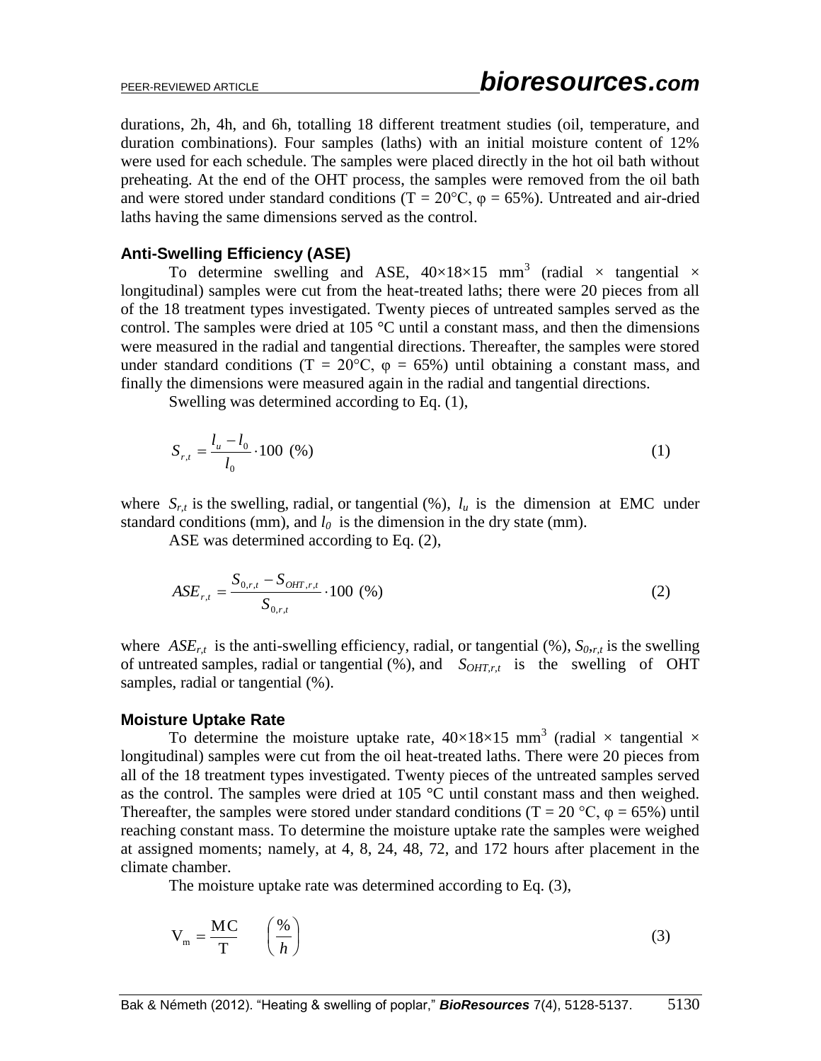durations, 2h, 4h, and 6h, totalling 18 different treatment studies (oil, temperature, and duration combinations). Four samples (laths) with an initial moisture content of 12% were used for each schedule. The samples were placed directly in the hot oil bath without preheating. At the end of the OHT process, the samples were removed from the oil bath and were stored under standard conditions (T = 20°C, φ = 65%). Untreated and air-dried laths having the same dimensions served as the control.

### Anti-Swelling Efficiency (ASE)

To determine swelling and ASE, 40×18×15 mm$^3$ (radial × tangential × longitudinal) samples were cut from the heat-treated laths; there were 20 pieces from all of the 18 treatment types investigated. Twenty pieces of untreated samples served as the control. The samples were dried at 105 °C until a constant mass, and then the dimensions were measured in the radial and tangential directions. Thereafter, the samples were stored under standard conditions (T = 20°C, φ = 65%) until obtaining a constant mass, and finally the dimensions were measured again in the radial and tangential directions.

Swelling was determined according to Eq. (1),

$$S_{r,t} = \frac{l_u - l_0}{l_0} \cdot 100 \ (\%) \tag{1}$$

where $S_{r,t}$ is the swelling, radial, or tangential (%), $l_u$ is the dimension at EMC under standard conditions (mm), and $l_0$ is the dimension in the dry state (mm).

ASE was determined according to Eq. (2),

$$ASE_{r,t} = \frac{S_{0,r,t} - S_{OHT,r,t}}{S_{0,r,t}} \cdot 100 \ (\%) \tag{2}$$

where $ASE_{r,t}$ is the anti-swelling efficiency, radial, or tangential (%), $S_{0,r,t}$ is the swelling of untreated samples, radial or tangential (%), and $S_{OHT,r,t}$ is the swelling of OHT samples, radial or tangential (%).

### Moisture Uptake Rate

To determine the moisture uptake rate, 40×18×15 mm$^3$ (radial × tangential × longitudinal) samples were cut from the oil heat-treated laths. There were 20 pieces from all of the 18 treatment types investigated. Twenty pieces of the untreated samples served as the control. The samples were dried at 105 °C until constant mass and then weighed. Thereafter, the samples were stored under standard conditions (T = 20 °C, φ = 65%) until reaching constant mass. To determine the moisture uptake rate the samples were weighed at assigned moments; namely, at 4, 8, 24, 48, 72, and 172 hours after placement in the climate chamber.

The moisture uptake rate was determined according to Eq. (3),

$$V_m = \frac{MC}{T} \quad \left(\frac{\%}{h}\right) \tag{3}$$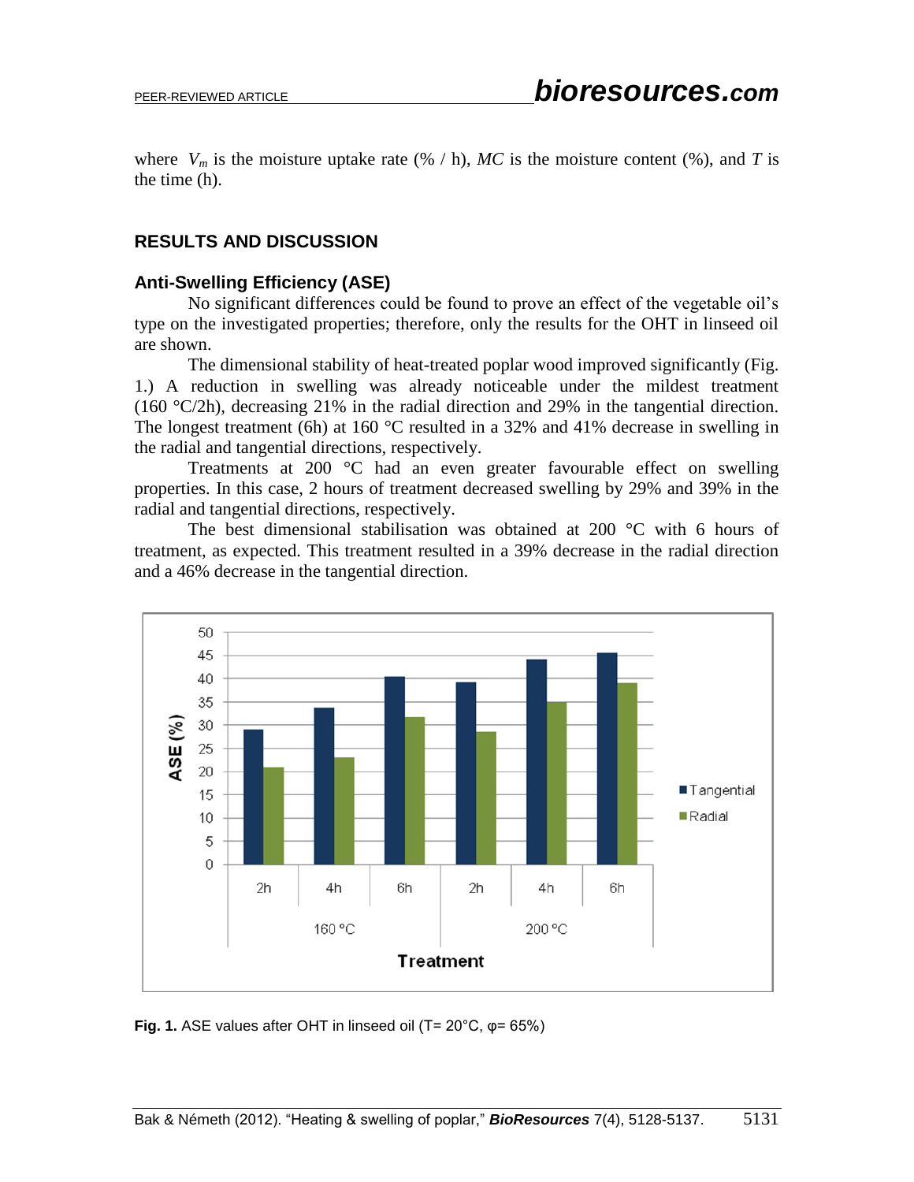where $V_m$ is the moisture uptake rate (% / h), *MC* is the moisture content (%), and *T* is the time (h).

## RESULTS AND DISCUSSION

### Anti-Swelling Efficiency (ASE)

No significant differences could be found to prove an effect of the vegetable oil's type on the investigated properties; therefore, only the results for the OHT in linseed oil are shown.

The dimensional stability of heat-treated poplar wood improved significantly (Fig. 1.) A reduction in swelling was already noticeable under the mildest treatment (160 °C/2h), decreasing 21% in the radial direction and 29% in the tangential direction. The longest treatment (6h) at 160 °C resulted in a 32% and 41% decrease in swelling in the radial and tangential directions, respectively.

Treatments at 200 °C had an even greater favourable effect on swelling properties. In this case, 2 hours of treatment decreased swelling by 29% and 39% in the radial and tangential directions, respectively.

The best dimensional stabilisation was obtained at 200 °C with 6 hours of treatment, as expected. This treatment resulted in a 39% decrease in the radial direction and a 46% decrease in the tangential direction.

**Fig. 1.** ASE values after OHT in linseed oil (T= 20°C, φ= 65%)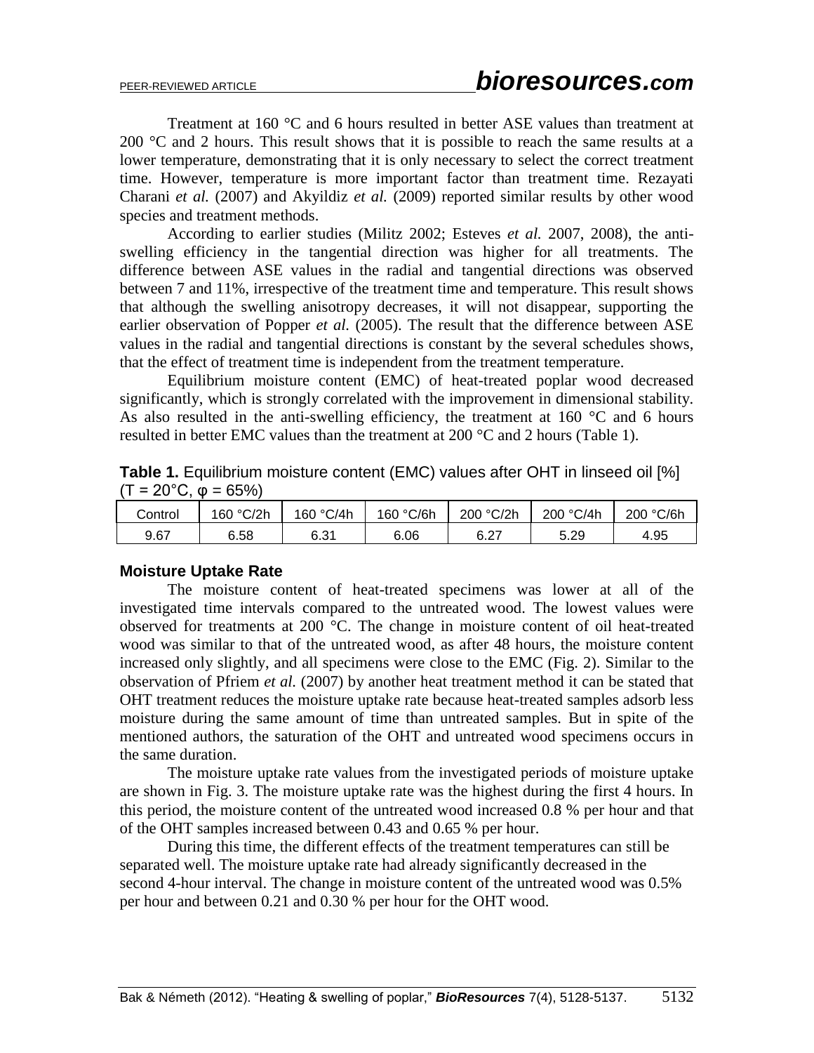Treatment at 160 °C and 6 hours resulted in better ASE values than treatment at 200 °C and 2 hours. This result shows that it is possible to reach the same results at a lower temperature, demonstrating that it is only necessary to select the correct treatment time. However, temperature is more important factor than treatment time. Rezayati Charani *et al.* (2007) and Akyildiz *et al.* (2009) reported similar results by other wood species and treatment methods.

According to earlier studies (Militz 2002; Esteves *et al.* 2007, 2008), the anti-swelling efficiency in the tangential direction was higher for all treatments. The difference between ASE values in the radial and tangential directions was observed between 7 and 11%, irrespective of the treatment time and temperature. This result shows that although the swelling anisotropy decreases, it will not disappear, supporting the earlier observation of Popper *et al.* (2005). The result that the difference between ASE values in the radial and tangential directions is constant by the several schedules shows, that the effect of treatment time is independent from the treatment temperature.

Equilibrium moisture content (EMC) of heat-treated poplar wood decreased significantly, which is strongly correlated with the improvement in dimensional stability. As also resulted in the anti-swelling efficiency, the treatment at 160 °C and 6 hours resulted in better EMC values than the treatment at 200 °C and 2 hours (Table 1).

**Table 1.** Equilibrium moisture content (EMC) values after OHT in linseed oil [%] (T = 20°C, φ = 65%)

| Control | 160 °C/2h | 160 °C/4h | 160 °C/6h | 200 °C/2h | 200 °C/4h | 200 °C/6h |
|---|---|---|---|---|---|---|
| 9.67 | 6.58 | 6.31 | 6.06 | 6.27 | 5.29 | 4.95 |

### Moisture Uptake Rate

The moisture content of heat-treated specimens was lower at all of the investigated time intervals compared to the untreated wood. The lowest values were observed for treatments at 200 °C. The change in moisture content of oil heat-treated wood was similar to that of the untreated wood, as after 48 hours, the moisture content increased only slightly, and all specimens were close to the EMC (Fig. 2). Similar to the observation of Pfriem *et al.* (2007) by another heat treatment method it can be stated that OHT treatment reduces the moisture uptake rate because heat-treated samples adsorb less moisture during the same amount of time than untreated samples. But in spite of the mentioned authors, the saturation of the OHT and untreated wood specimens occurs in the same duration.

The moisture uptake rate values from the investigated periods of moisture uptake are shown in Fig. 3. The moisture uptake rate was the highest during the first 4 hours. In this period, the moisture content of the untreated wood increased 0.8 % per hour and that of the OHT samples increased between 0.43 and 0.65 % per hour.

During this time, the different effects of the treatment temperatures can still be separated well. The moisture uptake rate had already significantly decreased in the second 4-hour interval. The change in moisture content of the untreated wood was 0.5% per hour and between 0.21 and 0.30 % per hour for the OHT wood.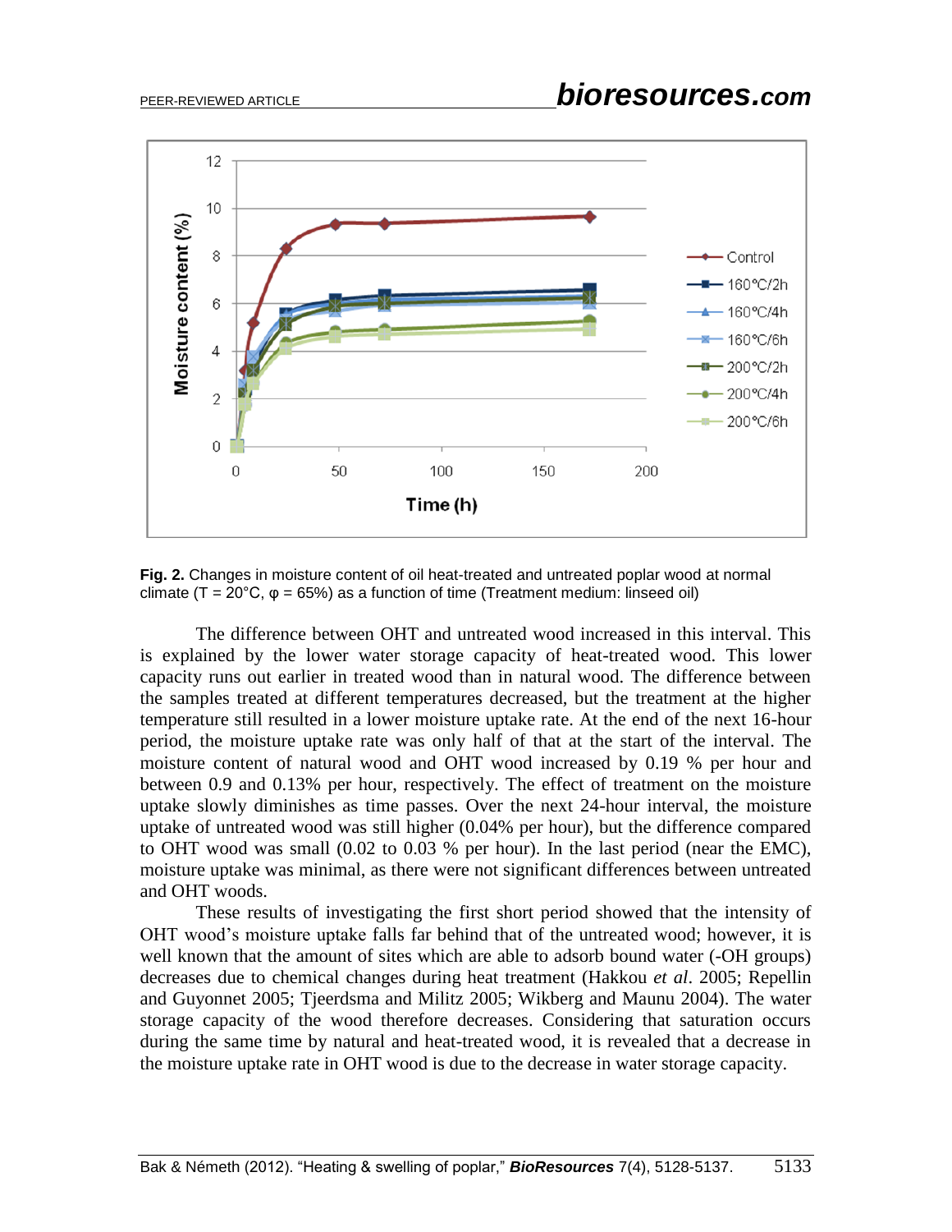**Fig. 2.** Changes in moisture content of oil heat-treated and untreated poplar wood at normal climate (T = 20°C, φ = 65%) as a function of time (Treatment medium: linseed oil)

The difference between OHT and untreated wood increased in this interval. This is explained by the lower water storage capacity of heat-treated wood. This lower capacity runs out earlier in treated wood than in natural wood. The difference between the samples treated at different temperatures decreased, but the treatment at the higher temperature still resulted in a lower moisture uptake rate. At the end of the next 16-hour period, the moisture uptake rate was only half of that at the start of the interval. The moisture content of natural wood and OHT wood increased by 0.19 % per hour and between 0.9 and 0.13% per hour, respectively. The effect of treatment on the moisture uptake slowly diminishes as time passes. Over the next 24-hour interval, the moisture uptake of untreated wood was still higher (0.04% per hour), but the difference compared to OHT wood was small (0.02 to 0.03 % per hour). In the last period (near the EMC), moisture uptake was minimal, as there were not significant differences between untreated and OHT woods.

These results of investigating the first short period showed that the intensity of OHT wood's moisture uptake falls far behind that of the untreated wood; however, it is well known that the amount of sites which are able to adsorb bound water (-OH groups) decreases due to chemical changes during heat treatment (Hakkou *et al*. 2005; Repellin and Guyonnet 2005; Tjeerdsma and Militz 2005; Wikberg and Maunu 2004). The water storage capacity of the wood therefore decreases. Considering that saturation occurs during the same time by natural and heat-treated wood, it is revealed that a decrease in the moisture uptake rate in OHT wood is due to the decrease in water storage capacity.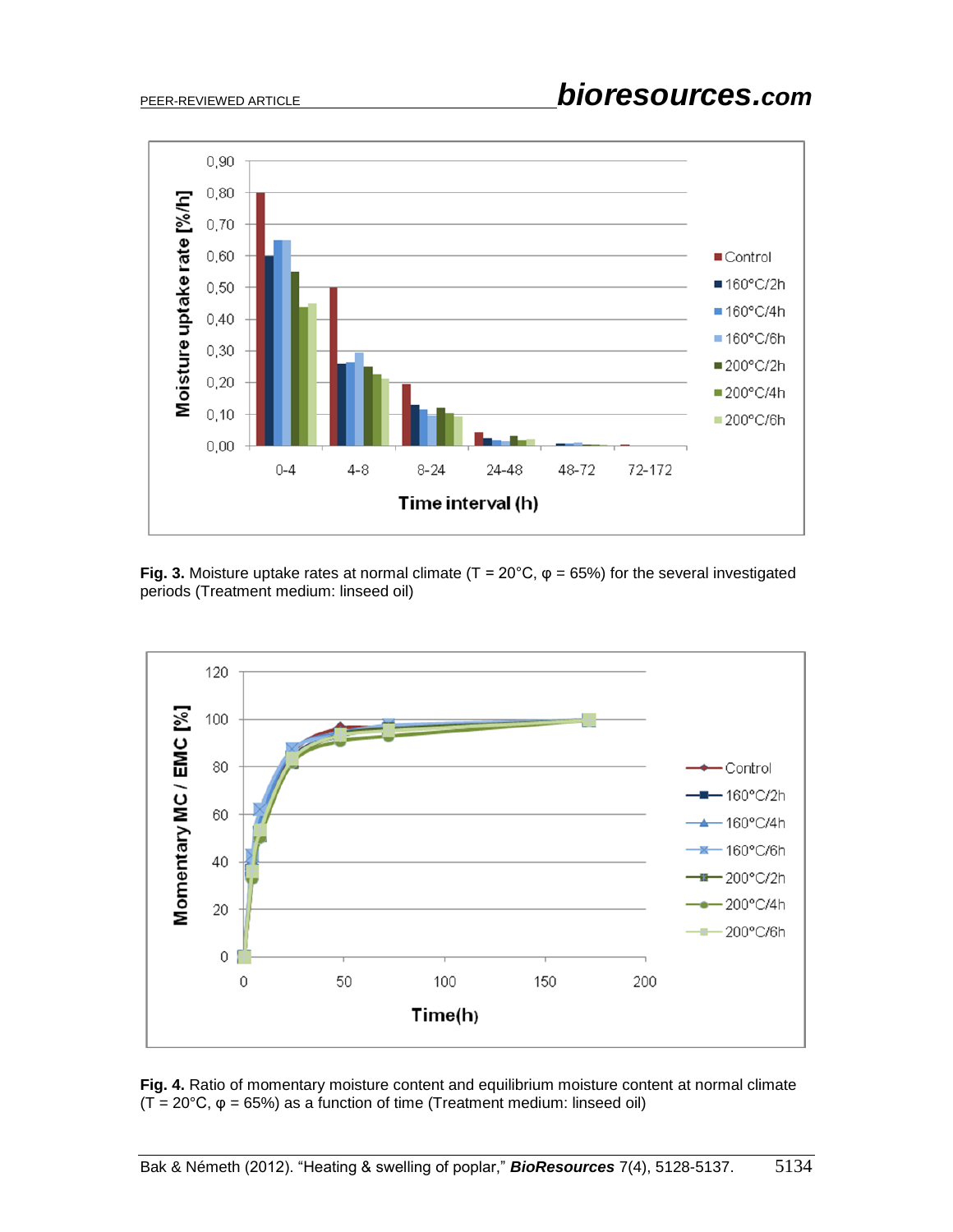**Fig. 3.** Moisture uptake rates at normal climate (T = 20°C, φ = 65%) for the several investigated periods (Treatment medium: linseed oil)

**Fig. 4.** Ratio of momentary moisture content and equilibrium moisture content at normal climate (T = 20°C, φ = 65%) as a function of time (Treatment medium: linseed oil)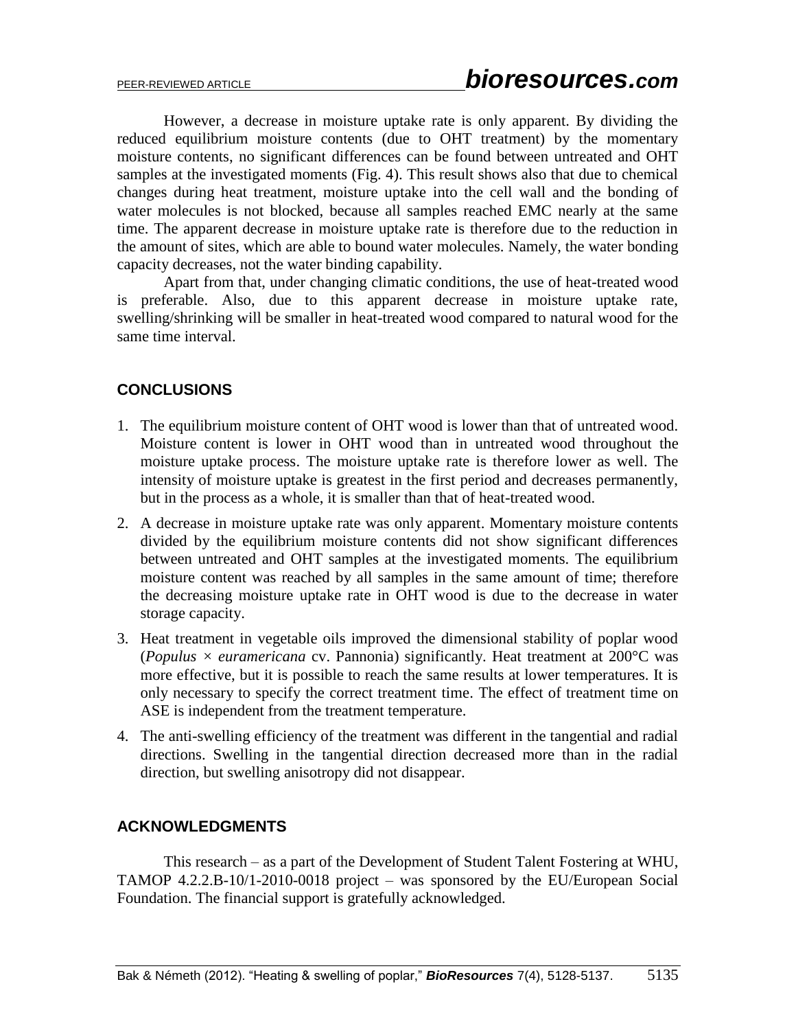However, a decrease in moisture uptake rate is only apparent. By dividing the reduced equilibrium moisture contents (due to OHT treatment) by the momentary moisture contents, no significant differences can be found between untreated and OHT samples at the investigated moments (Fig. 4). This result shows also that due to chemical changes during heat treatment, moisture uptake into the cell wall and the bonding of water molecules is not blocked, because all samples reached EMC nearly at the same time. The apparent decrease in moisture uptake rate is therefore due to the reduction in the amount of sites, which are able to bound water molecules. Namely, the water bonding capacity decreases, not the water binding capability.

Apart from that, under changing climatic conditions, the use of heat-treated wood is preferable. Also, due to this apparent decrease in moisture uptake rate, swelling/shrinking will be smaller in heat-treated wood compared to natural wood for the same time interval.

## CONCLUSIONS

1. The equilibrium moisture content of OHT wood is lower than that of untreated wood. Moisture content is lower in OHT wood than in untreated wood throughout the moisture uptake process. The moisture uptake rate is therefore lower as well. The intensity of moisture uptake is greatest in the first period and decreases permanently, but in the process as a whole, it is smaller than that of heat-treated wood.
2. A decrease in moisture uptake rate was only apparent. Momentary moisture contents divided by the equilibrium moisture contents did not show significant differences between untreated and OHT samples at the investigated moments. The equilibrium moisture content was reached by all samples in the same amount of time; therefore the decreasing moisture uptake rate in OHT wood is due to the decrease in water storage capacity.
3. Heat treatment in vegetable oils improved the dimensional stability of poplar wood (*Populus × euramericana* cv. Pannonia) significantly. Heat treatment at 200°C was more effective, but it is possible to reach the same results at lower temperatures. It is only necessary to specify the correct treatment time. The effect of treatment time on ASE is independent from the treatment temperature.
4. The anti-swelling efficiency of the treatment was different in the tangential and radial directions. Swelling in the tangential direction decreased more than in the radial direction, but swelling anisotropy did not disappear.

## ACKNOWLEDGMENTS

This research – as a part of the Development of Student Talent Fostering at WHU, TAMOP 4.2.2.B-10/1-2010-0018 project – was sponsored by the EU/European Social Foundation. The financial support is gratefully acknowledged.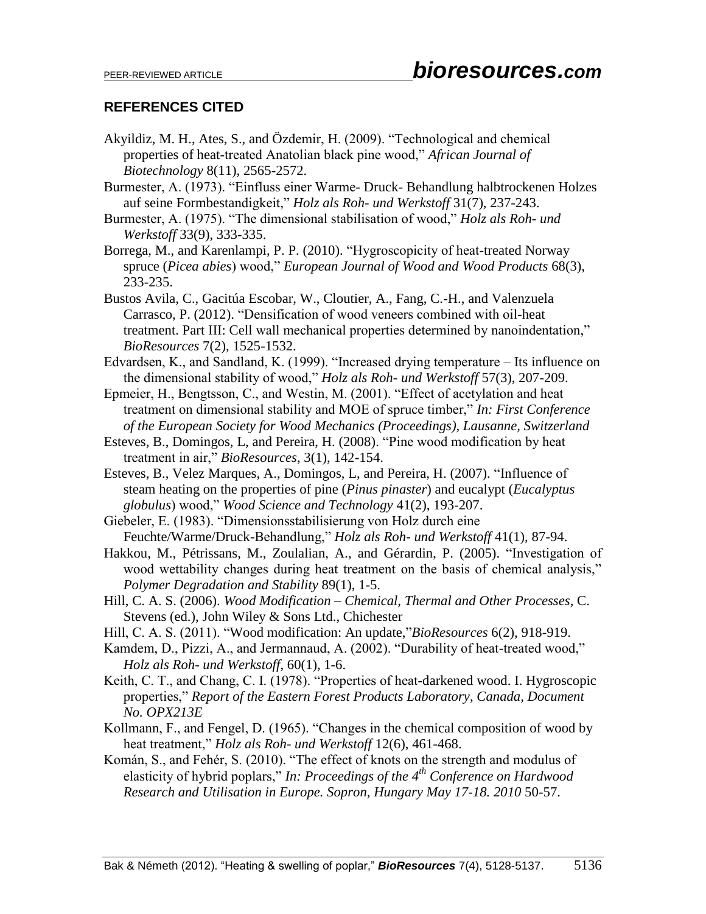## REFERENCES CITED

Akyildiz, M. H., Ates, S., and Özdemir, H. (2009). "Technological and chemical properties of heat-treated Anatolian black pine wood," *African Journal of Biotechnology* 8(11), 2565-2572.

Burmester, A. (1973). "Einfluss einer Warme- Druck- Behandlung halbtrockenen Holzes auf seine Formbestandigkeit," *Holz als Roh- und Werkstoff* 31(7), 237-243.

Burmester, A. (1975). "The dimensional stabilisation of wood," *Holz als Roh- und Werkstoff* 33(9), 333-335.

Borrega, M., and Karenlampi, P. P. (2010). "Hygroscopicity of heat-treated Norway spruce (*Picea abies*) wood," *European Journal of Wood and Wood Products* 68(3), 233-235.

Bustos Avila, C., Gacitúa Escobar, W., Cloutier, A., Fang, C.-H., and Valenzuela Carrasco, P. (2012). "Densification of wood veneers combined with oil-heat treatment. Part III: Cell wall mechanical properties determined by nanoindentation," *BioResources* 7(2), 1525-1532.

Edvardsen, K., and Sandland, K. (1999). "Increased drying temperature – Its influence on the dimensional stability of wood," *Holz als Roh- und Werkstoff* 57(3), 207-209.

Epmeier, H., Bengtsson, C., and Westin, M. (2001). "Effect of acetylation and heat treatment on dimensional stability and MOE of spruce timber," *In: First Conference of the European Society for Wood Mechanics (Proceedings), Lausanne, Switzerland*

Esteves, B., Domingos, L, and Pereira, H. (2008). "Pine wood modification by heat treatment in air," *BioResources*, 3(1), 142-154.

Esteves, B., Velez Marques, A., Domingos, L, and Pereira, H. (2007). "Influence of steam heating on the properties of pine (*Pinus pinaster*) and eucalypt (*Eucalyptus globulus*) wood," *Wood Science and Technology* 41(2), 193-207.

Giebeler, E. (1983). "Dimensionsstabilisierung von Holz durch eine Feuchte/Warme/Druck-Behandlung," *Holz als Roh- und Werkstoff* 41(1), 87-94.

Hakkou, M., Pétrissans, M., Zoulalian, A., and Gérardin, P. (2005). "Investigation of wood wettability changes during heat treatment on the basis of chemical analysis," *Polymer Degradation and Stability* 89(1), 1-5.

Hill, C. A. S. (2006). *Wood Modification – Chemical, Thermal and Other Processes*, C. Stevens (ed.), John Wiley & Sons Ltd., Chichester

Hill, C. A. S. (2011). "Wood modification: An update,"*BioResources* 6(2), 918-919.

Kamdem, D., Pizzi, A., and Jermannaud, A. (2002). "Durability of heat-treated wood," *Holz als Roh- und Werkstoff*, 60(1), 1-6.

Keith, C. T., and Chang, C. I. (1978). "Properties of heat-darkened wood. I. Hygroscopic properties," *Report of the Eastern Forest Products Laboratory, Canada, Document No. OPX213E*

Kollmann, F., and Fengel, D. (1965). "Changes in the chemical composition of wood by heat treatment," *Holz als Roh- und Werkstoff* 12(6), 461-468.

Komán, S., and Fehér, S. (2010). "The effect of knots on the strength and modulus of elasticity of hybrid poplars," *In: Proceedings of the 4th Conference on Hardwood Research and Utilisation in Europe. Sopron, Hungary May 17-18. 2010* 50-57.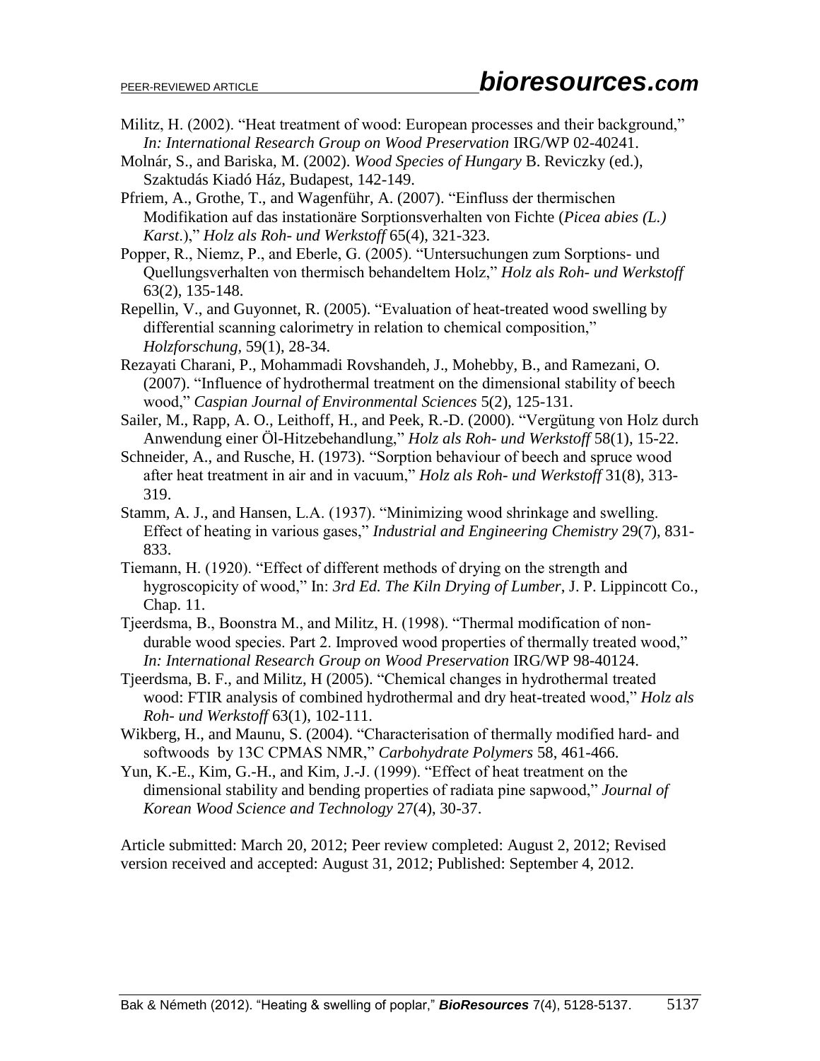Militz, H. (2002). "Heat treatment of wood: European processes and their background," *In: International Research Group on Wood Preservation* IRG/WP 02-40241.

Molnár, S., and Bariska, M. (2002). *Wood Species of Hungary* B. Reviczky (ed.), Szaktudás Kiadó Ház, Budapest, 142-149.

Pfriem, A., Grothe, T., and Wagenführ, A. (2007). "Einfluss der thermischen Modifikation auf das instationäre Sorptionsverhalten von Fichte (*Picea abies (L.) Karst*.)," *Holz als Roh- und Werkstoff* 65(4), 321-323.

Popper, R., Niemz, P., and Eberle, G. (2005). "Untersuchungen zum Sorptions- und Quellungsverhalten von thermisch behandeltem Holz," *Holz als Roh- und Werkstoff* 63(2), 135-148.

Repellin, V., and Guyonnet, R. (2005). "Evaluation of heat-treated wood swelling by differential scanning calorimetry in relation to chemical composition," *Holzforschung,* 59(1), 28-34.

Rezayati Charani, P., Mohammadi Rovshandeh, J., Mohebby, B., and Ramezani, O. (2007). "Influence of hydrothermal treatment on the dimensional stability of beech wood," *Caspian Journal of Environmental Sciences* 5(2), 125-131.

Sailer, M., Rapp, A. O., Leithoff, H., and Peek, R.-D. (2000). "Vergütung von Holz durch Anwendung einer Öl-Hitzebehandlung," *Holz als Roh- und Werkstoff* 58(1), 15-22.

Schneider, A., and Rusche, H. (1973). "Sorption behaviour of beech and spruce wood after heat treatment in air and in vacuum," *Holz als Roh- und Werkstoff* 31(8), 313-319.

Stamm, A. J., and Hansen, L.A. (1937). "Minimizing wood shrinkage and swelling. Effect of heating in various gases," *Industrial and Engineering Chemistry* 29(7), 831-833.

Tiemann, H. (1920). "Effect of different methods of drying on the strength and hygroscopicity of wood," In: *3rd Ed. The Kiln Drying of Lumber*, J. P. Lippincott Co., Chap. 11.

Tjeerdsma, B., Boonstra M., and Militz, H. (1998). "Thermal modification of non-durable wood species. Part 2. Improved wood properties of thermally treated wood," *In: International Research Group on Wood Preservation* IRG/WP 98-40124.

Tjeerdsma, B. F., and Militz, H (2005). "Chemical changes in hydrothermal treated wood: FTIR analysis of combined hydrothermal and dry heat-treated wood," *Holz als Roh- und Werkstoff* 63(1), 102-111.

Wikberg, H., and Maunu, S. (2004). "Characterisation of thermally modified hard- and softwoods by 13C CPMAS NMR," *Carbohydrate Polymers* 58, 461-466.

Yun, K.-E., Kim, G.-H., and Kim, J.-J. (1999). "Effect of heat treatment on the dimensional stability and bending properties of radiata pine sapwood," *Journal of Korean Wood Science and Technology* 27(4), 30-37.

Article submitted: March 20, 2012; Peer review completed: August 2, 2012; Revised version received and accepted: August 31, 2012; Published: September 4, 2012.